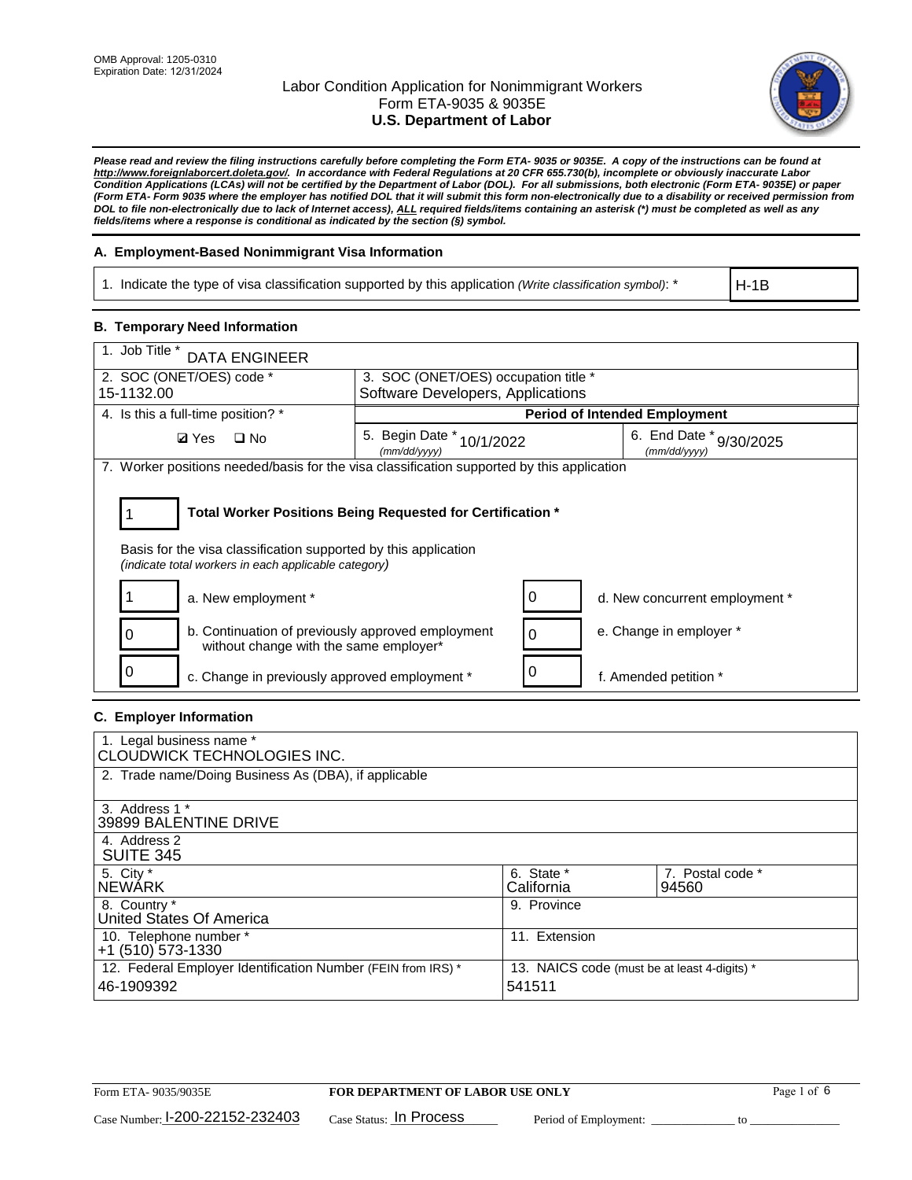OMB Approval: 1205-0310
Expiration Date: 12/31/2024

# Labor Condition Application for Nonimmigrant Workers
## Form ETA-9035 & 9035E
## U.S. Department of Labor

***Please read and review the filing instructions carefully before completing the Form ETA- 9035 or 9035E. A copy of the instructions can be found at http://www.foreignlaborcert.doleta.gov/. In accordance with Federal Regulations at 20 CFR 655.730(b), incomplete or obviously inaccurate Labor Condition Applications (LCAs) will not be certified by the Department of Labor (DOL). For all submissions, both electronic (Form ETA- 9035E) or paper (Form ETA- Form 9035 where the employer has notified DOL that it will submit this form non-electronically due to a disability or received permission from DOL to file non-electronically due to lack of Internet access), ALL required fields/items containing an asterisk (*) must be completed as well as any fields/items where a response is conditional as indicated by the section (§) symbol.***

### A. Employment-Based Nonimmigrant Visa Information

| 1. Indicate the type of visa classification supported by this application *(Write classification symbol)*: * | H-1B |
|---|---|

### B. Temporary Need Information

| 1. Job Title * DATA ENGINEER | | |
|---|---|---|
| 2. SOC (ONET/OES) code * 15-1132.00 | 3. SOC (ONET/OES) occupation title * Software Developers, Applications | |
| 4. Is this a full-time position? * | Period of Intended Employment | |
| ☑ Yes ☐ No | 5. Begin Date * (mm/dd/yyyy) 10/1/2022 | 6. End Date * (mm/dd/yyyy) 9/30/2025 |

7. Worker positions needed/basis for the visa classification supported by this application

**1 — Total Worker Positions Being Requested for Certification ***

Basis for the visa classification supported by this application
*(indicate total workers in each applicable category)*

| Count | Category | Count | Category |
|---|---|---|---|
| 1 | a. New employment * | 0 | d. New concurrent employment * |
| 0 | b. Continuation of previously approved employment without change with the same employer* | 0 | e. Change in employer * |
| 0 | c. Change in previously approved employment * | 0 | f. Amended petition * |

### C. Employer Information

| 1. Legal business name * CLOUDWICK TECHNOLOGIES INC. | | |
|---|---|---|
| 2. Trade name/Doing Business As (DBA), if applicable | | |
| 3. Address 1 * 39899 BALENTINE DRIVE | | |
| 4. Address 2 SUITE 345 | | |
| 5. City * NEWARK | 6. State * California | 7. Postal code * 94560 |
| 8. Country * United States Of America | 9. Province | |
| 10. Telephone number * +1 (510) 573-1330 | 11. Extension | |
| 12. Federal Employer Identification Number (FEIN from IRS) * 46-1909392 | 13. NAICS code (must be at least 4-digits) * 541511 | |

Form ETA- 9035/9035E — **FOR DEPARTMENT OF LABOR USE ONLY**

Case Number: I-200-22152-232403 Case Status: In Process Period of Employment: _____________ to _____________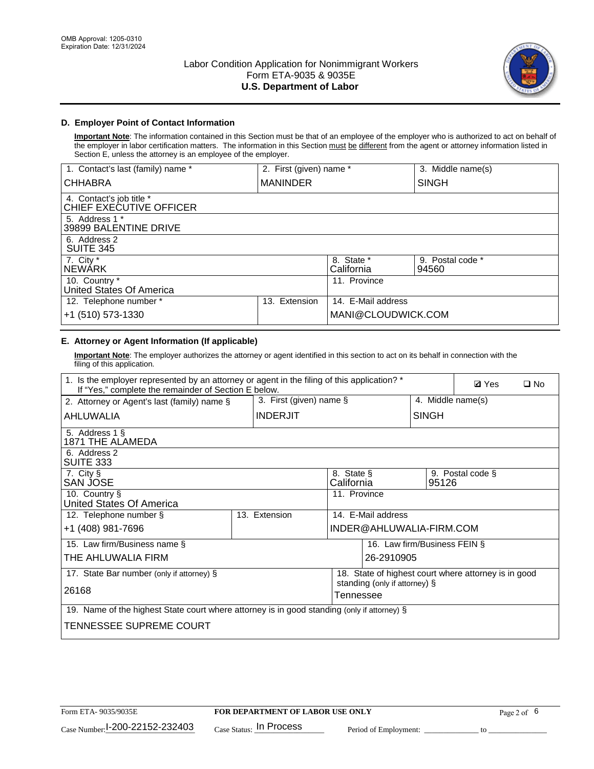## D. Employer Point of Contact Information

**Important Note**: The information contained in this Section must be that of an employee of the employer who is authorized to act on behalf of the employer in labor certification matters. The information in this Section must be different from the agent or attorney information listed in Section E, unless the attorney is an employee of the employer.

| 1. Contact's last (family) name * | 2. First (given) name * | 3. Middle name(s) |
|---|---|---|
| CHHABRA | MANINDER | SINGH |

| 4. Contact's job title * |
|---|
| CHIEF EXECUTIVE OFFICER |
| 5. Address 1 * |
| 39899 BALENTINE DRIVE |
| 6. Address 2 |
| SUITE 345 |

| 7. City * | 8. State * | 9. Postal code * |
|---|---|---|
| NEWARK | California | 94560 |
| 10. Country * | 11. Province | |
| United States Of America | | |

| 12. Telephone number * | 13. Extension | 14. E-Mail address |
|---|---|---|
| +1 (510) 573-1330 | | MANI@CLOUDWICK.COM |

## E. Attorney or Agent Information (If applicable)

**Important Note**: The employer authorizes the attorney or agent identified in this section to act on its behalf in connection with the filing of this application.

| 1. Is the employer represented by an attorney or agent in the filing of this application? * If "Yes," complete the remainder of Section E below. | ☑ Yes | ☐ No |
|---|---|---|

| 2. Attorney or Agent's last (family) name § | 3. First (given) name § | 4. Middle name(s) |
|---|---|---|
| AHLUWALIA | INDERJIT | SINGH |

| 5. Address 1 § |
|---|
| 1871 THE ALAMEDA |
| 6. Address 2 |
| SUITE 333 |

| 7. City § | 8. State § | 9. Postal code § |
|---|---|---|
| SAN JOSE | California | 95126 |
| 10. Country § | 11. Province | |
| United States Of America | | |

| 12. Telephone number § | 13. Extension | 14. E-Mail address |
|---|---|---|
| +1 (408) 981-7696 | | INDER@AHLUWALIA-FIRM.COM |

| 15. Law firm/Business name § | 16. Law firm/Business FEIN § |
|---|---|
| THE AHLUWALIA FIRM | 26-2910905 |

| 17. State Bar number (only if attorney) § | 18. State of highest court where attorney is in good standing (only if attorney) § |
|---|---|
| 26168 | Tennessee |

| 19. Name of the highest State court where attorney is in good standing (only if attorney) § |
|---|
| TENNESSEE SUPREME COURT |

Form ETA- 9035/9035E | FOR DEPARTMENT OF LABOR USE ONLY

Case Number: I-200-22152-232403 Case Status: In Process Period of Employment: _____________ to _____________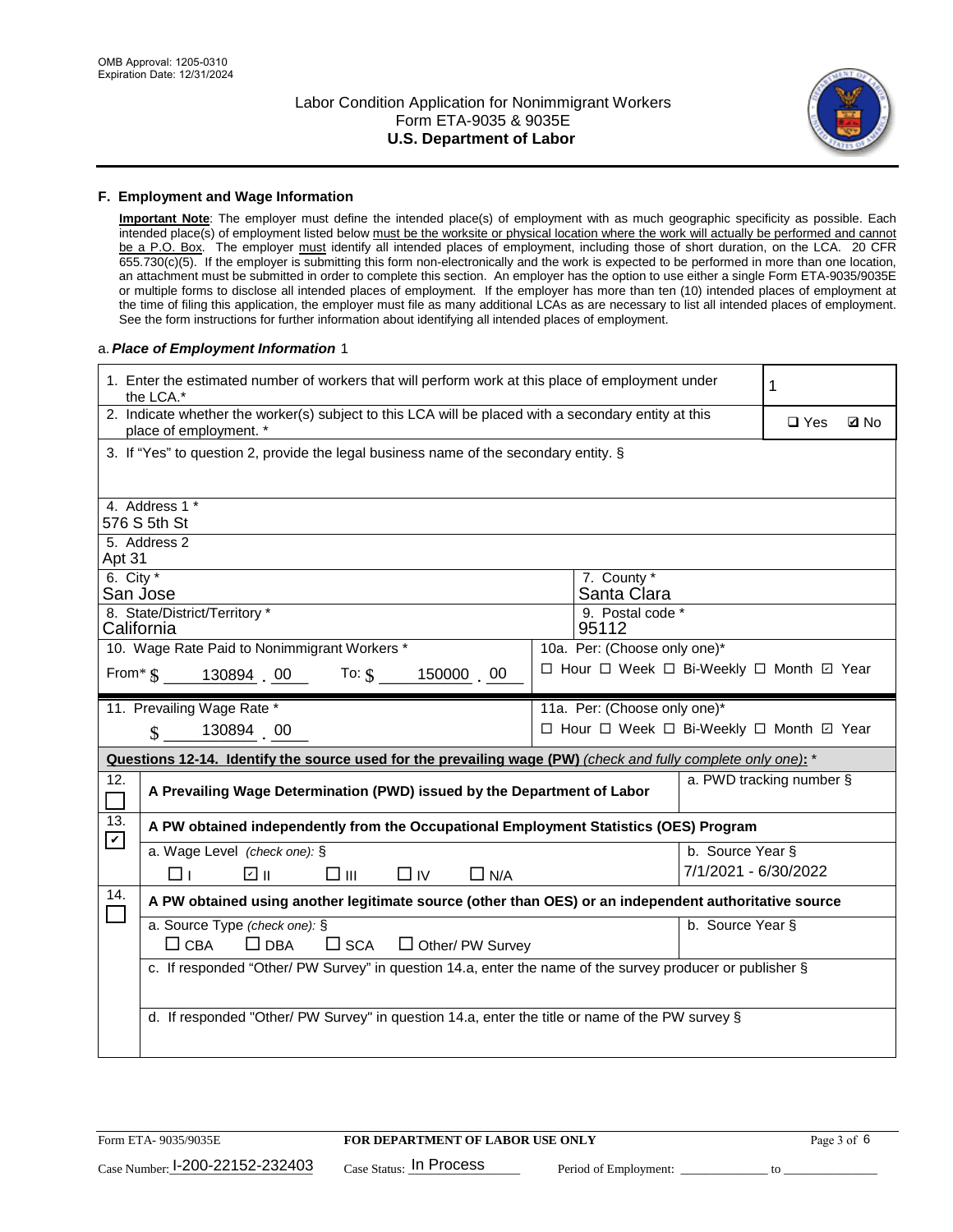OMB Approval: 1205-0310
Expiration Date: 12/31/2024

# Labor Condition Application for Nonimmigrant Workers
Form ETA-9035 & 9035E
**U.S. Department of Labor**

## F. Employment and Wage Information

**Important Note**: The employer must define the intended place(s) of employment with as much geographic specificity as possible. Each intended place(s) of employment listed below must be the worksite or physical location where the work will actually be performed and cannot be a P.O. Box. The employer must identify all intended places of employment, including those of short duration, on the LCA. 20 CFR 655.730(c)(5). If the employer is submitting this form non-electronically and the work is expected to be performed in more than one location, an attachment must be submitted in order to complete this section. An employer has the option to use either a single Form ETA-9035/9035E or multiple forms to disclose all intended places of employment. If the employer has more than ten (10) intended places of employment at the time of filing this application, the employer must file as many additional LCAs as are necessary to list all intended places of employment. See the form instructions for further information about identifying all intended places of employment.

a. ***Place of Employment Information*** 1

| | |
|---|---|
| 1. Enter the estimated number of workers that will perform work at this place of employment under the LCA.* | 1 |
| 2. Indicate whether the worker(s) subject to this LCA will be placed with a secondary entity at this place of employment. * | ☐ Yes ☑ No |
| 3. If "Yes" to question 2, provide the legal business name of the secondary entity. § | |
| 4. Address 1 * 576 S 5th St | |
| 5. Address 2 Apt 31 | |
| 6. City * San Jose | 7. County * Santa Clara |
| 8. State/District/Territory * California | 9. Postal code * 95112 |
| 10. Wage Rate Paid to Nonimmigrant Workers * From* $ 130894 . 00 To: $ 150000 . 00 | 10a. Per: (Choose only one)* ☐ Hour ☐ Week ☐ Bi-Weekly ☐ Month ☑ Year |
| 11. Prevailing Wage Rate * $ 130894 . 00 | 11a. Per: (Choose only one)* ☐ Hour ☐ Week ☐ Bi-Weekly ☐ Month ☑ Year |

**Questions 12-14. Identify the source used for the prevailing wage (PW)** *(check and fully complete only one)*: *

| | | |
|---|---|---|
| 12. ☐ | A Prevailing Wage Determination (PWD) issued by the Department of Labor | a. PWD tracking number § |
| 13. ☑ | A PW obtained independently from the Occupational Employment Statistics (OES) Program | |
| | a. Wage Level *(check one)*: § ☐ I ☑ II ☐ III ☐ IV ☐ N/A | b. Source Year § 7/1/2021 - 6/30/2022 |
| 14. ☐ | A PW obtained using another legitimate source (other than OES) or an independent authoritative source | |
| | a. Source Type *(check one)*: § ☐ CBA ☐ DBA ☐ SCA ☐ Other/ PW Survey | b. Source Year § |
| | c. If responded "Other/ PW Survey" in question 14.a, enter the name of the survey producer or publisher § | |
| | d. If responded "Other/ PW Survey" in question 14.a, enter the title or name of the PW survey § | |

Form ETA- 9035/9035E | **FOR DEPARTMENT OF LABOR USE ONLY**

Case Number: I-200-22152-232403 Case Status: In Process Period of Employment: _____________ to _______________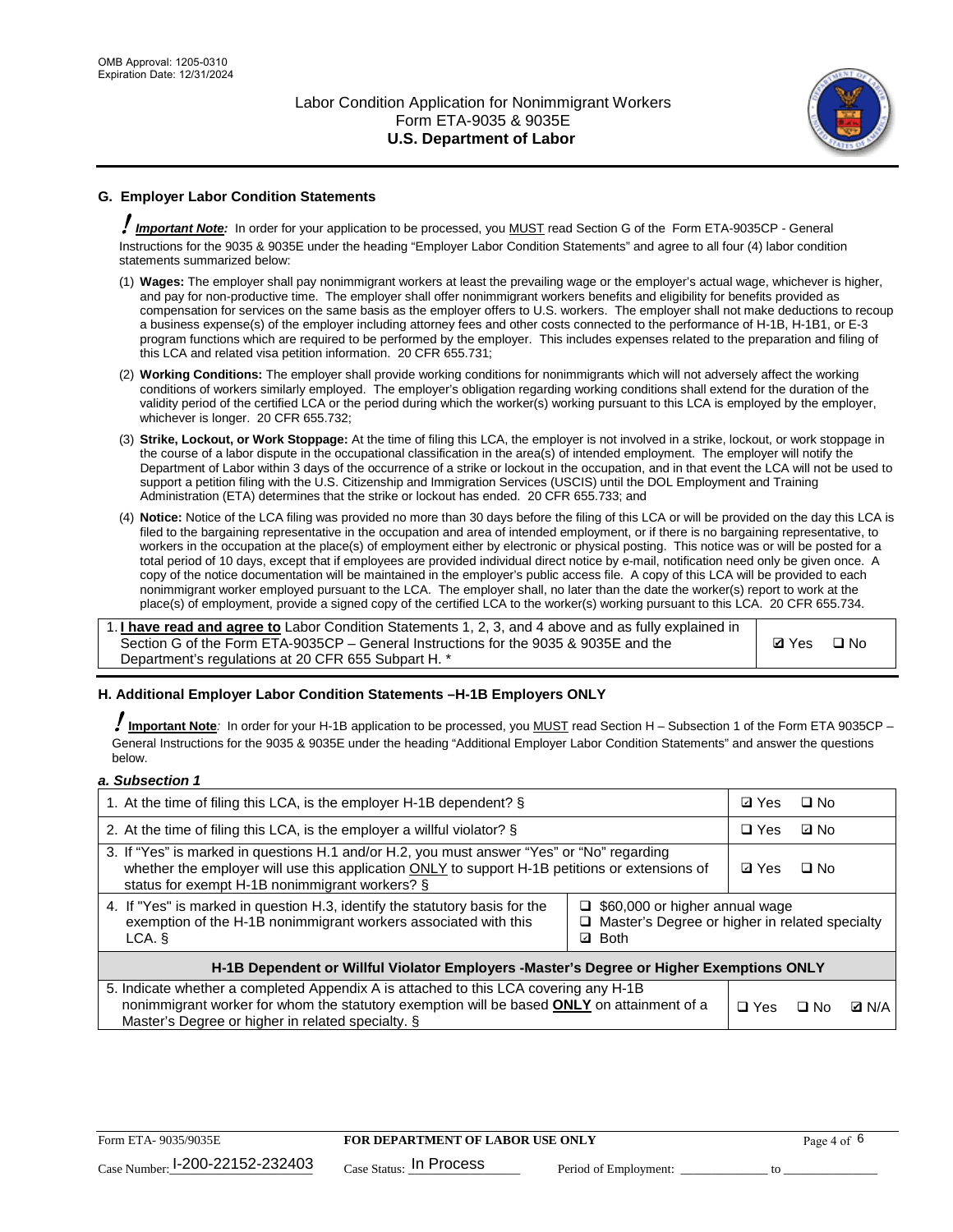## G. Employer Labor Condition Statements

! ***Important Note:*** In order for your application to be processed, you MUST read Section G of the Form ETA-9035CP - General Instructions for the 9035 & 9035E under the heading "Employer Labor Condition Statements" and agree to all four (4) labor condition statements summarized below:

(1) **Wages:** The employer shall pay nonimmigrant workers at least the prevailing wage or the employer's actual wage, whichever is higher, and pay for non-productive time. The employer shall offer nonimmigrant workers benefits and eligibility for benefits provided as compensation for services on the same basis as the employer offers to U.S. workers. The employer shall not make deductions to recoup a business expense(s) of the employer including attorney fees and other costs connected to the performance of H-1B, H-1B1, or E-3 program functions which are required to be performed by the employer. This includes expenses related to the preparation and filing of this LCA and related visa petition information. 20 CFR 655.731;

(2) **Working Conditions:** The employer shall provide working conditions for nonimmigrants which will not adversely affect the working conditions of workers similarly employed. The employer's obligation regarding working conditions shall extend for the duration of the validity period of the certified LCA or the period during which the worker(s) working pursuant to this LCA is employed by the employer, whichever is longer. 20 CFR 655.732;

(3) **Strike, Lockout, or Work Stoppage:** At the time of filing this LCA, the employer is not involved in a strike, lockout, or work stoppage in the course of a labor dispute in the occupational classification in the area(s) of intended employment. The employer will notify the Department of Labor within 3 days of the occurrence of a strike or lockout in the occupation, and in that event the LCA will not be used to support a petition filing with the U.S. Citizenship and Immigration Services (USCIS) until the DOL Employment and Training Administration (ETA) determines that the strike or lockout has ended. 20 CFR 655.733; and

(4) **Notice:** Notice of the LCA filing was provided no more than 30 days before the filing of this LCA or will be provided on the day this LCA is filed to the bargaining representative in the occupation and area of intended employment, or if there is no bargaining representative, to workers in the occupation at the place(s) of employment either by electronic or physical posting. This notice was or will be posted for a total period of 10 days, except that if employees are provided individual direct notice by e-mail, notification need only be given once. A copy of the notice documentation will be maintained in the employer's public access file. A copy of this LCA will be provided to each nonimmigrant worker employed pursuant to the LCA. The employer shall, no later than the date the worker(s) report to work at the place(s) of employment, provide a signed copy of the certified LCA to the worker(s) working pursuant to this LCA. 20 CFR 655.734.

| | |
|---|---|
| 1. **I have read and agree to** Labor Condition Statements 1, 2, 3, and 4 above and as fully explained in Section G of the Form ETA-9035CP – General Instructions for the 9035 & 9035E and the Department's regulations at 20 CFR 655 Subpart H. * | ☑ Yes ☐ No |

## H. Additional Employer Labor Condition Statements –H-1B Employers ONLY

! **Important Note**: In order for your H-1B application to be processed, you MUST read Section H – Subsection 1 of the Form ETA 9035CP – General Instructions for the 9035 & 9035E under the heading "Additional Employer Labor Condition Statements" and answer the questions below.

***a. Subsection 1***

| | | |
|---|---|---|
| 1. At the time of filing this LCA, is the employer H-1B dependent? § | | ☑ Yes ☐ No |
| 2. At the time of filing this LCA, is the employer a willful violator? § | | ☐ Yes ☑ No |
| 3. If "Yes" is marked in questions H.1 and/or H.2, you must answer "Yes" or "No" regarding whether the employer will use this application ONLY to support H-1B petitions or extensions of status for exempt H-1B nonimmigrant workers? § | | ☑ Yes ☐ No |
| 4. If "Yes" is marked in question H.3, identify the statutory basis for the exemption of the H-1B nonimmigrant workers associated with this LCA. § | ☐ $60,000 or higher annual wage<br>☐ Master's Degree or higher in related specialty<br>☑ Both | |
| **H-1B Dependent or Willful Violator Employers -Master's Degree or Higher Exemptions ONLY** | | |
| 5. Indicate whether a completed Appendix A is attached to this LCA covering any H-1B nonimmigrant worker for whom the statutory exemption will be based **ONLY** on attainment of a Master's Degree or higher in related specialty. § | | ☐ Yes ☐ No ☑ N/A |

Form ETA- 9035/9035E | **FOR DEPARTMENT OF LABOR USE ONLY**

Case Number: I-200-22152-232403 Case Status: In Process Period of Employment: _____________ to _____________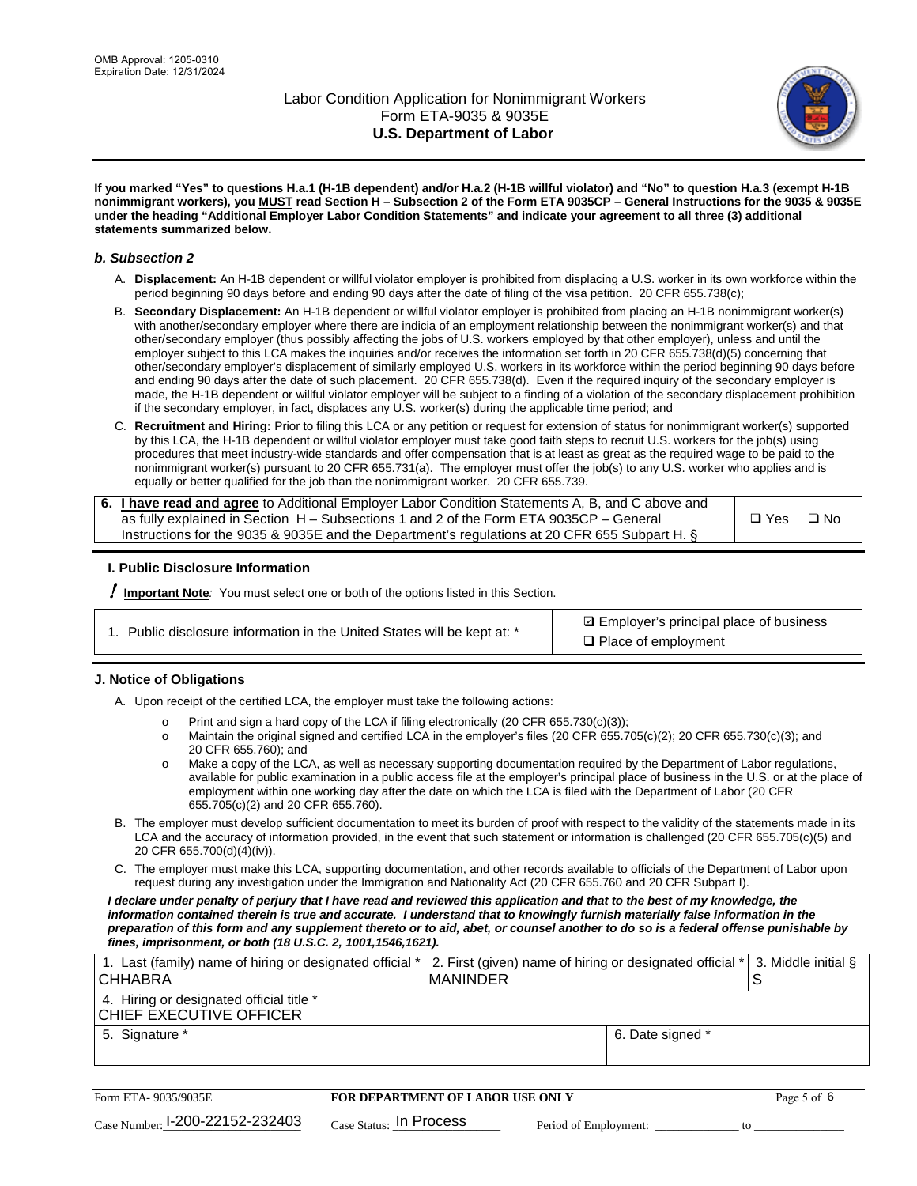If you marked "Yes" to questions H.a.1 (H-1B dependent) and/or H.a.2 (H-1B willful violator) and "No" to question H.a.3 (exempt H-1B nonimmigrant workers), you MUST read Section H – Subsection 2 of the Form ETA 9035CP – General Instructions for the 9035 & 9035E under the heading "Additional Employer Labor Condition Statements" and indicate your agreement to all three (3) additional statements summarized below.**

### *b. Subsection 2*

A. **Displacement:** An H-1B dependent or willful violator employer is prohibited from displacing a U.S. worker in its own workforce within the period beginning 90 days before and ending 90 days after the date of filing of the visa petition. 20 CFR 655.738(c);

B. **Secondary Displacement:** An H-1B dependent or willful violator employer is prohibited from placing an H-1B nonimmigrant worker(s) with another/secondary employer where there are indicia of an employment relationship between the nonimmigrant worker(s) and that other/secondary employer (thus possibly affecting the jobs of U.S. workers employed by that other employer), unless and until the employer subject to this LCA makes the inquiries and/or receives the information set forth in 20 CFR 655.738(d)(5) concerning that other/secondary employer's displacement of similarly employed U.S. workers in its workforce within the period beginning 90 days before and ending 90 days after the date of such placement. 20 CFR 655.738(d). Even if the required inquiry of the secondary employer is made, the H-1B dependent or willful violator employer will be subject to a finding of a violation of the secondary displacement prohibition if the secondary employer, in fact, displaces any U.S. worker(s) during the applicable time period; and

C. **Recruitment and Hiring:** Prior to filing this LCA or any petition or request for extension of status for nonimmigrant worker(s) supported by this LCA, the H-1B dependent or willful violator employer must take good faith steps to recruit U.S. workers for the job(s) using procedures that meet industry-wide standards and offer compensation that is at least as great as the required wage to be paid to the nonimmigrant worker(s) pursuant to 20 CFR 655.731(a). The employer must offer the job(s) to any U.S. worker who applies and is equally or better qualified for the job than the nonimmigrant worker. 20 CFR 655.739.

| | |
|---|---|
| 6. **I have read and agree** to Additional Employer Labor Condition Statements A, B, and C above and as fully explained in Section H – Subsections 1 and 2 of the Form ETA 9035CP – General Instructions for the 9035 & 9035E and the Department's regulations at 20 CFR 655 Subpart H. § | ❑ Yes ❑ No |

## I. Public Disclosure Information

**! Important Note**: You must select one or both of the options listed in this Section.

| | |
|---|---|
| 1. Public disclosure information in the United States will be kept at: * | ☑ Employer's principal place of business<br>❑ Place of employment |

## J. Notice of Obligations

A. Upon receipt of the certified LCA, the employer must take the following actions:

- Print and sign a hard copy of the LCA if filing electronically (20 CFR 655.730(c)(3));
- Maintain the original signed and certified LCA in the employer's files (20 CFR 655.705(c)(2); 20 CFR 655.730(c)(3); and 20 CFR 655.760); and
- Make a copy of the LCA, as well as necessary supporting documentation required by the Department of Labor regulations, available for public examination in a public access file at the employer's principal place of business in the U.S. or at the place of employment within one working day after the date on which the LCA is filed with the Department of Labor (20 CFR 655.705(c)(2) and 20 CFR 655.760).

B. The employer must develop sufficient documentation to meet its burden of proof with respect to the validity of the statements made in its LCA and the accuracy of information provided, in the event that such statement or information is challenged (20 CFR 655.705(c)(5) and 20 CFR 655.700(d)(4)(iv)).

C. The employer must make this LCA, supporting documentation, and other records available to officials of the Department of Labor upon request during any investigation under the Immigration and Nationality Act (20 CFR 655.760 and 20 CFR Subpart I).

***I declare under penalty of perjury that I have read and reviewed this application and that to the best of my knowledge, the information contained therein is true and accurate. I understand that to knowingly furnish materially false information in the preparation of this form and any supplement thereto or to aid, abet, or counsel another to do so is a federal offense punishable by fines, imprisonment, or both (18 U.S.C. 2, 1001,1546,1621).***

| 1. Last (family) name of hiring or designated official * | 2. First (given) name of hiring or designated official * | 3. Middle initial § |
|---|---|---|
| CHHABRA | MANINDER | S |
| 4. Hiring or designated official title * | | |
| CHIEF EXECUTIVE OFFICER | | |
| 5. Signature * | 6. Date signed * | |
| | | |

Form ETA- 9035/9035E | **FOR DEPARTMENT OF LABOR USE ONLY**

Case Number: I-200-22152-232403 Case Status: In Process Period of Employment: _____________ to _____________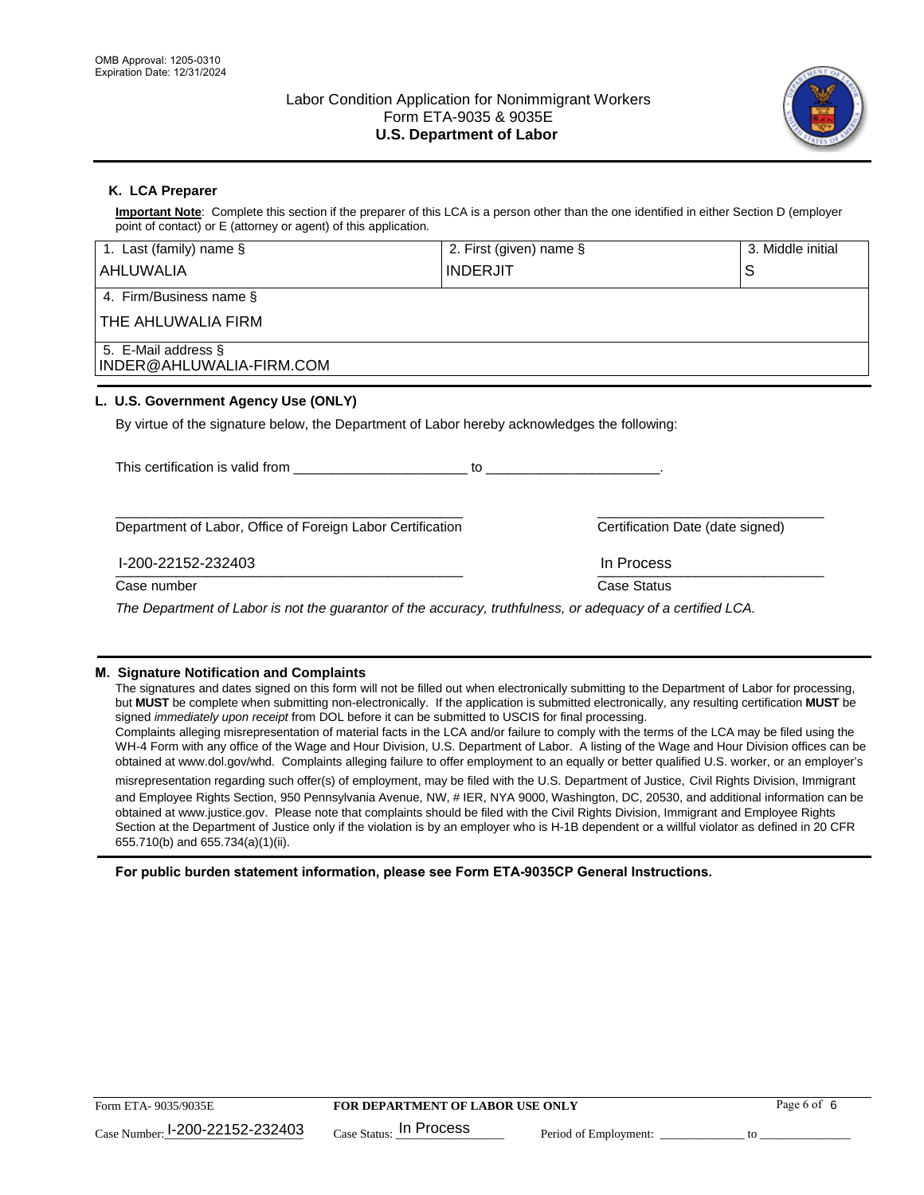OMB Approval: 1205-0310
Expiration Date: 12/31/2024

Labor Condition Application for Nonimmigrant Workers
Form ETA-9035 & 9035E
**U.S. Department of Labor**

### K. LCA Preparer

**Important Note**: Complete this section if the preparer of this LCA is a person other than the one identified in either Section D (employer point of contact) or E (attorney or agent) of this application.

| 1. Last (family) name § | 2. First (given) name § | 3. Middle initial |
|---|---|---|
| AHLUWALIA | INDERJIT | S |
| 4. Firm/Business name § | | |
| THE AHLUWALIA FIRM | | |
| 5. E-Mail address § | | |
| INDER@AHLUWALIA-FIRM.COM | | |

### L. U.S. Government Agency Use (ONLY)

By virtue of the signature below, the Department of Labor hereby acknowledges the following:

This certification is valid from _______________________ to _______________________.

_______________________________________________ &nbsp;&nbsp;&nbsp; ______________________________
Department of Labor, Office of Foreign Labor Certification &nbsp;&nbsp;&nbsp; Certification Date (date signed)

I-200-22152-232403 &nbsp;&nbsp;&nbsp; In Process
Case number &nbsp;&nbsp;&nbsp; Case Status

*The Department of Labor is not the guarantor of the accuracy, truthfulness, or adequacy of a certified LCA.*

### M. Signature Notification and Complaints

The signatures and dates signed on this form will not be filled out when electronically submitting to the Department of Labor for processing, but **MUST** be complete when submitting non-electronically. If the application is submitted electronically, any resulting certification **MUST** be signed *immediately upon receipt* from DOL before it can be submitted to USCIS for final processing.

Complaints alleging misrepresentation of material facts in the LCA and/or failure to comply with the terms of the LCA may be filed using the WH-4 Form with any office of the Wage and Hour Division, U.S. Department of Labor. A listing of the Wage and Hour Division offices can be obtained at www.dol.gov/whd. Complaints alleging failure to offer employment to an equally or better qualified U.S. worker, or an employer's misrepresentation regarding such offer(s) of employment, may be filed with the U.S. Department of Justice, Civil Rights Division, Immigrant and Employee Rights Section, 950 Pennsylvania Avenue, NW, # IER, NYA 9000, Washington, DC, 20530, and additional information can be obtained at www.justice.gov. Please note that complaints should be filed with the Civil Rights Division, Immigrant and Employee Rights Section at the Department of Justice only if the violation is by an employer who is H-1B dependent or a willful violator as defined in 20 CFR 655.710(b) and 655.734(a)(1)(ii).

**For public burden statement information, please see Form ETA-9035CP General Instructions.**

Form ETA- 9035/9035E &nbsp;&nbsp;&nbsp; **FOR DEPARTMENT OF LABOR USE ONLY**

Case Number: I-200-22152-232403 &nbsp;&nbsp;&nbsp; Case Status: In Process &nbsp;&nbsp;&nbsp; Period of Employment: _____________ to _____________